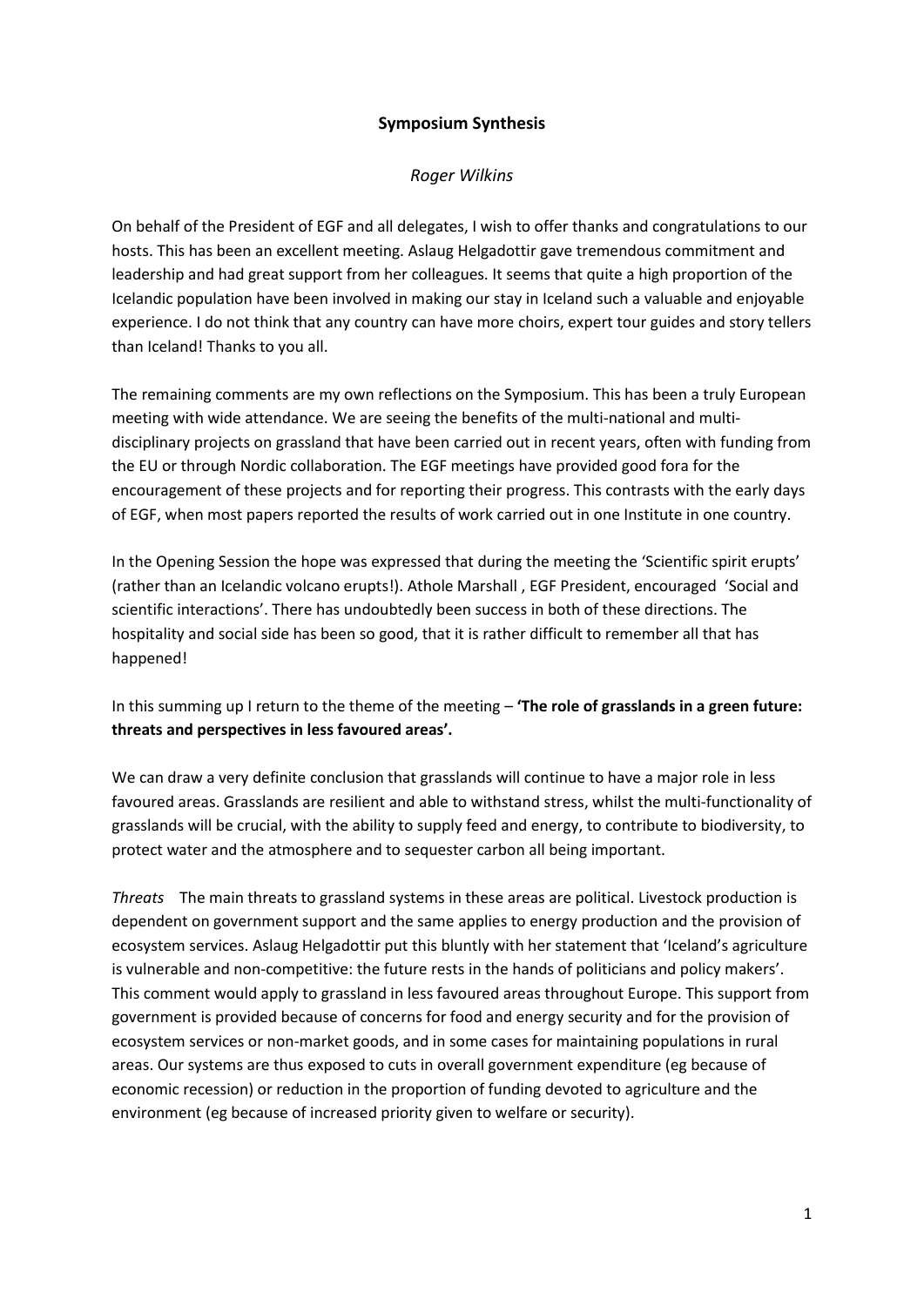# Symposium Synthesis

*Roger Wilkins*

On behalf of the President of EGF and all delegates, I wish to offer thanks and congratulations to our hosts. This has been an excellent meeting. Aslaug Helgadottir gave tremendous commitment and leadership and had great support from her colleagues. It seems that quite a high proportion of the Icelandic population have been involved in making our stay in Iceland such a valuable and enjoyable experience. I do not think that any country can have more choirs, expert tour guides and story tellers than Iceland! Thanks to you all.

The remaining comments are my own reflections on the Symposium. This has been a truly European meeting with wide attendance. We are seeing the benefits of the multi-national and multi-disciplinary projects on grassland that have been carried out in recent years, often with funding from the EU or through Nordic collaboration. The EGF meetings have provided good fora for the encouragement of these projects and for reporting their progress. This contrasts with the early days of EGF, when most papers reported the results of work carried out in one Institute in one country.

In the Opening Session the hope was expressed that during the meeting the 'Scientific spirit erupts' (rather than an Icelandic volcano erupts!). Athole Marshall , EGF President, encouraged 'Social and scientific interactions'. There has undoubtedly been success in both of these directions. The hospitality and social side has been so good, that it is rather difficult to remember all that has happened!

In this summing up I return to the theme of the meeting – **'The role of grasslands in a green future: threats and perspectives in less favoured areas'.**

We can draw a very definite conclusion that grasslands will continue to have a major role in less favoured areas. Grasslands are resilient and able to withstand stress, whilst the multi-functionality of grasslands will be crucial, with the ability to supply feed and energy, to contribute to biodiversity, to protect water and the atmosphere and to sequester carbon all being important.

*Threats* The main threats to grassland systems in these areas are political. Livestock production is dependent on government support and the same applies to energy production and the provision of ecosystem services. Aslaug Helgadottir put this bluntly with her statement that 'Iceland's agriculture is vulnerable and non-competitive: the future rests in the hands of politicians and policy makers'. This comment would apply to grassland in less favoured areas throughout Europe. This support from government is provided because of concerns for food and energy security and for the provision of ecosystem services or non-market goods, and in some cases for maintaining populations in rural areas. Our systems are thus exposed to cuts in overall government expenditure (eg because of economic recession) or reduction in the proportion of funding devoted to agriculture and the environment (eg because of increased priority given to welfare or security).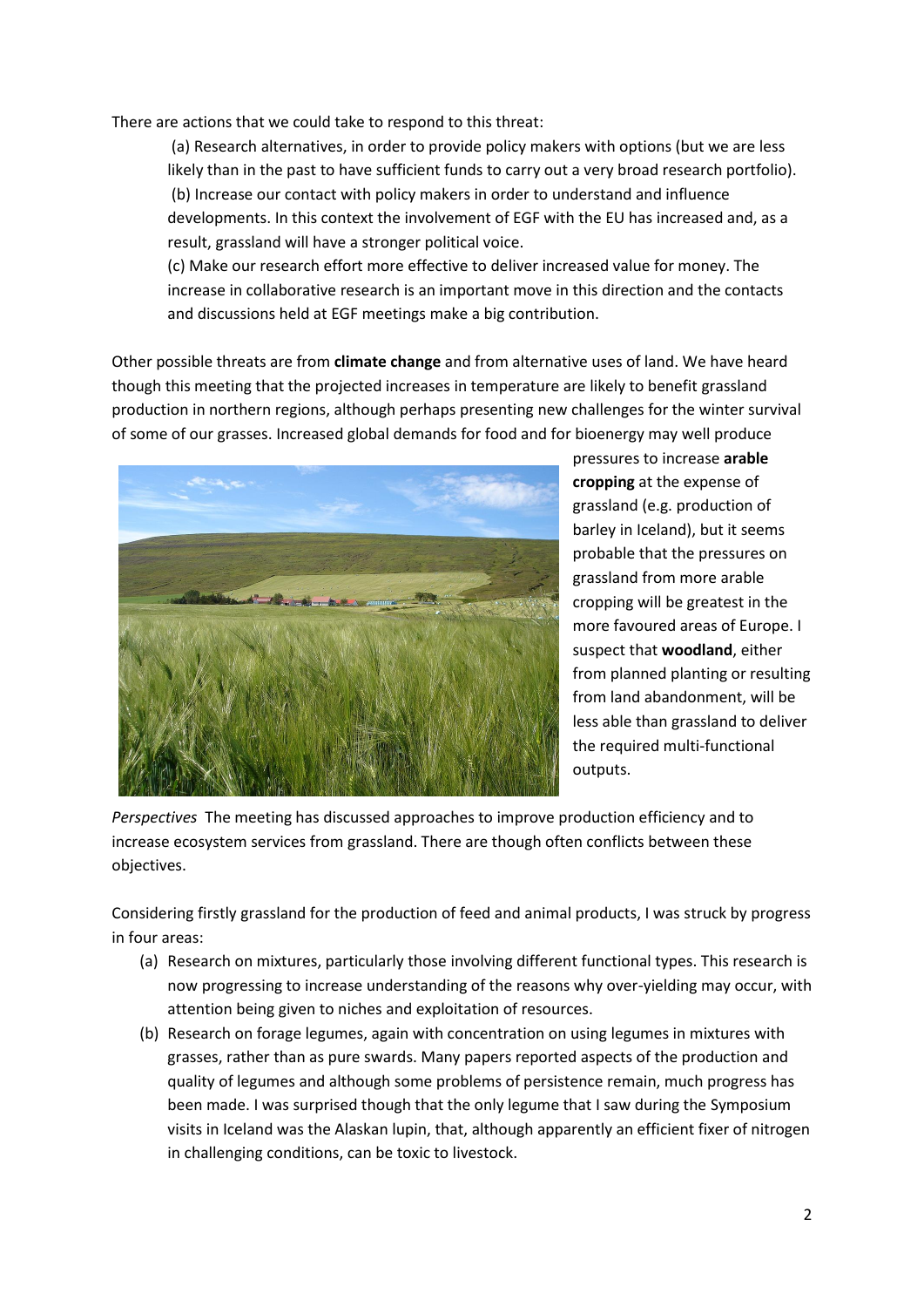There are actions that we could take to respond to this threat:

(a) Research alternatives, in order to provide policy makers with options (but we are less likely than in the past to have sufficient funds to carry out a very broad research portfolio).

(b) Increase our contact with policy makers in order to understand and influence developments. In this context the involvement of EGF with the EU has increased and, as a result, grassland will have a stronger political voice.

(c) Make our research effort more effective to deliver increased value for money. The increase in collaborative research is an important move in this direction and the contacts and discussions held at EGF meetings make a big contribution.

Other possible threats are from **climate change** and from alternative uses of land. We have heard though this meeting that the projected increases in temperature are likely to benefit grassland production in northern regions, although perhaps presenting new challenges for the winter survival of some of our grasses. Increased global demands for food and for bioenergy may well produce pressures to increase **arable cropping** at the expense of grassland (e.g. production of barley in Iceland), but it seems probable that the pressures on grassland from more arable cropping will be greatest in the more favoured areas of Europe. I suspect that **woodland**, either from planned planting or resulting from land abandonment, will be less able than grassland to deliver the required multi-functional outputs.

*Perspectives* The meeting has discussed approaches to improve production efficiency and to increase ecosystem services from grassland. There are though often conflicts between these objectives.

Considering firstly grassland for the production of feed and animal products, I was struck by progress in four areas:

(a) Research on mixtures, particularly those involving different functional types. This research is now progressing to increase understanding of the reasons why over-yielding may occur, with attention being given to niches and exploitation of resources.

(b) Research on forage legumes, again with concentration on using legumes in mixtures with grasses, rather than as pure swards. Many papers reported aspects of the production and quality of legumes and although some problems of persistence remain, much progress has been made. I was surprised though that the only legume that I saw during the Symposium visits in Iceland was the Alaskan lupin, that, although apparently an efficient fixer of nitrogen in challenging conditions, can be toxic to livestock.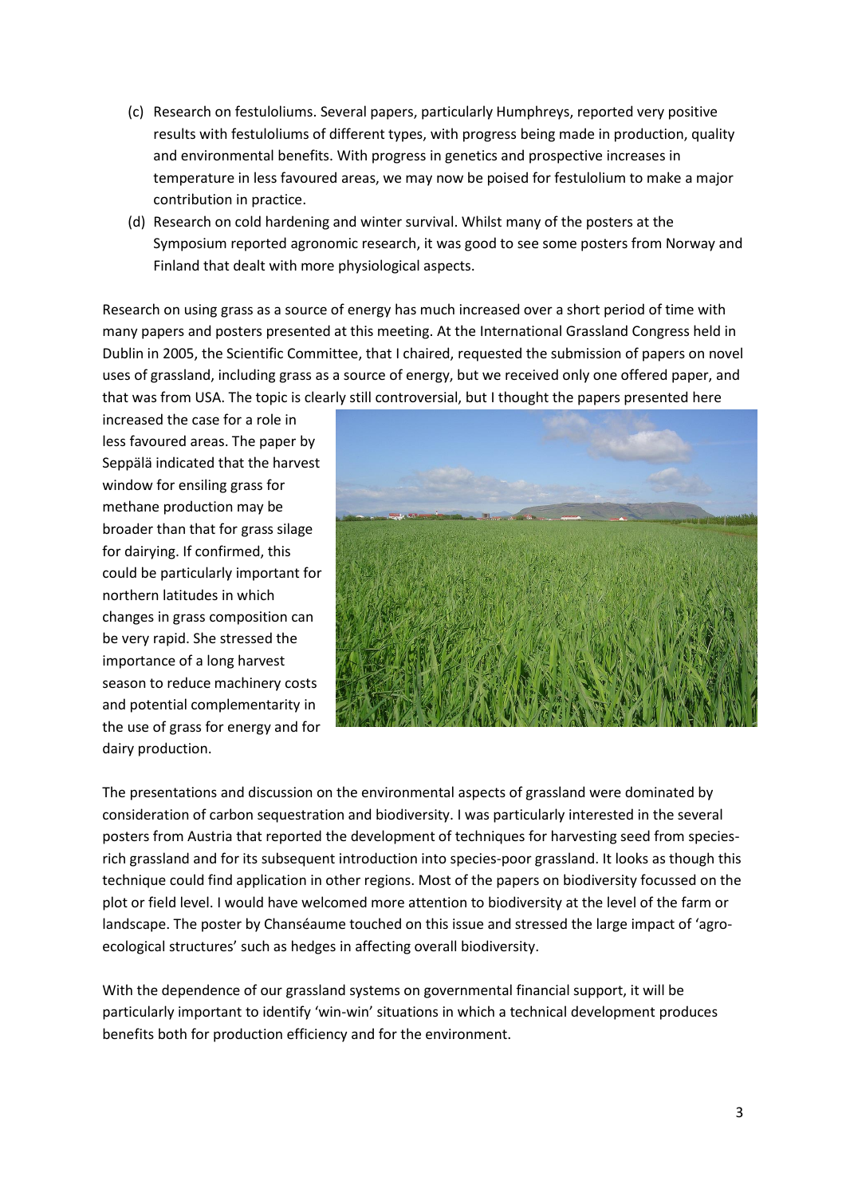(c) Research on festuloliums. Several papers, particularly Humphreys, reported very positive results with festuloliums of different types, with progress being made in production, quality and environmental benefits. With progress in genetics and prospective increases in temperature in less favoured areas, we may now be poised for festulolium to make a major contribution in practice.

(d) Research on cold hardening and winter survival. Whilst many of the posters at the Symposium reported agronomic research, it was good to see some posters from Norway and Finland that dealt with more physiological aspects.

Research on using grass as a source of energy has much increased over a short period of time with many papers and posters presented at this meeting. At the International Grassland Congress held in Dublin in 2005, the Scientific Committee, that I chaired, requested the submission of papers on novel uses of grassland, including grass as a source of energy, but we received only one offered paper, and that was from USA. The topic is clearly still controversial, but I thought the papers presented here increased the case for a role in less favoured areas. The paper by Seppälä indicated that the harvest window for ensiling grass for methane production may be broader than that for grass silage for dairying. If confirmed, this could be particularly important for northern latitudes in which changes in grass composition can be very rapid. She stressed the importance of a long harvest season to reduce machinery costs and potential complementarity in the use of grass for energy and for dairy production.

The presentations and discussion on the environmental aspects of grassland were dominated by consideration of carbon sequestration and biodiversity. I was particularly interested in the several posters from Austria that reported the development of techniques for harvesting seed from species-rich grassland and for its subsequent introduction into species-poor grassland. It looks as though this technique could find application in other regions. Most of the papers on biodiversity focussed on the plot or field level. I would have welcomed more attention to biodiversity at the level of the farm or landscape. The poster by Chanséaume touched on this issue and stressed the large impact of 'agro-ecological structures' such as hedges in affecting overall biodiversity.

With the dependence of our grassland systems on governmental financial support, it will be particularly important to identify 'win-win' situations in which a technical development produces benefits both for production efficiency and for the environment.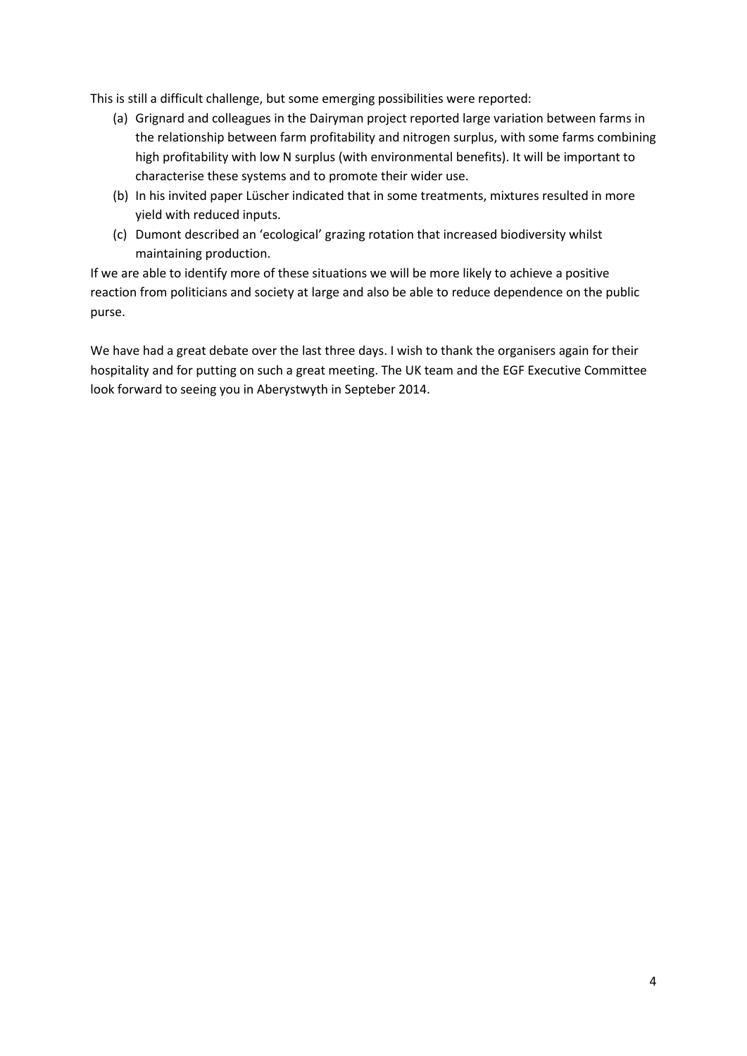This is still a difficult challenge, but some emerging possibilities were reported:

(a) Grignard and colleagues in the Dairyman project reported large variation between farms in the relationship between farm profitability and nitrogen surplus, with some farms combining high profitability with low N surplus (with environmental benefits). It will be important to characterise these systems and to promote their wider use.
(b) In his invited paper Lüscher indicated that in some treatments, mixtures resulted in more yield with reduced inputs.
(c) Dumont described an 'ecological' grazing rotation that increased biodiversity whilst maintaining production.

If we are able to identify more of these situations we will be more likely to achieve a positive reaction from politicians and society at large and also be able to reduce dependence on the public purse.

We have had a great debate over the last three days. I wish to thank the organisers again for their hospitality and for putting on such a great meeting. The UK team and the EGF Executive Committee look forward to seeing you in Aberystwyth in Septeber 2014.